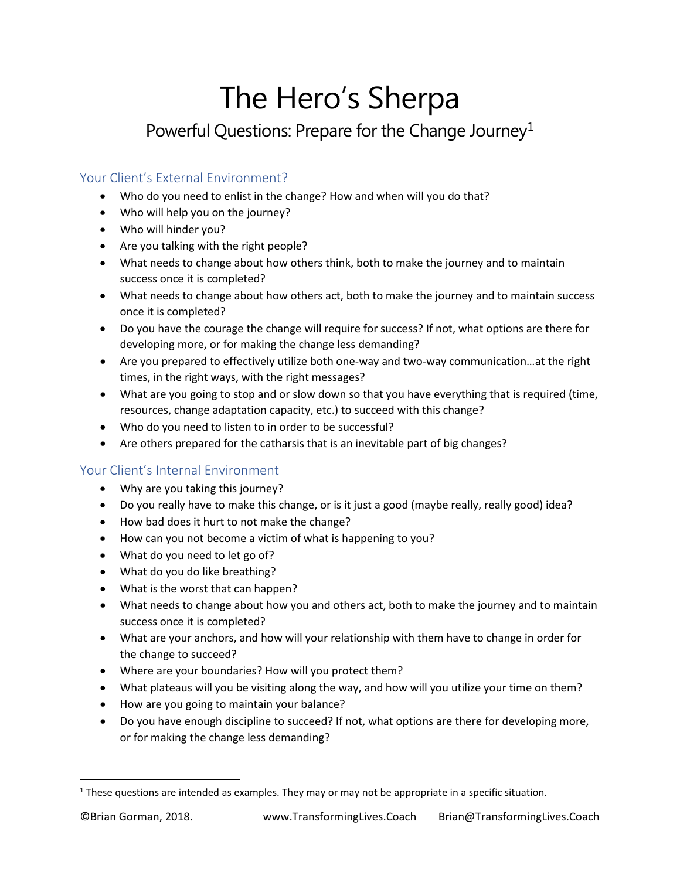# The Hero's Sherpa

## Powerful Questions: Prepare for the Change Journey[1]

### Your Client's External Environment?

- Who do you need to enlist in the change? How and when will you do that?
- Who will help you on the journey?
- Who will hinder you?
- Are you talking with the right people?
- What needs to change about how others think, both to make the journey and to maintain success once it is completed?
- What needs to change about how others act, both to make the journey and to maintain success once it is completed?
- Do you have the courage the change will require for success? If not, what options are there for developing more, or for making the change less demanding?
- Are you prepared to effectively utilize both one-way and two-way communication…at the right times, in the right ways, with the right messages?
- What are you going to stop and or slow down so that you have everything that is required (time, resources, change adaptation capacity, etc.) to succeed with this change?
- Who do you need to listen to in order to be successful?
- Are others prepared for the catharsis that is an inevitable part of big changes?

### Your Client's Internal Environment

- Why are you taking this journey?
- Do you really have to make this change, or is it just a good (maybe really, really good) idea?
- How bad does it hurt to not make the change?
- How can you not become a victim of what is happening to you?
- What do you need to let go of?
- What do you do like breathing?
- What is the worst that can happen?
- What needs to change about how you and others act, both to make the journey and to maintain success once it is completed?
- What are your anchors, and how will your relationship with them have to change in order for the change to succeed?
- Where are your boundaries? How will you protect them?
- What plateaus will you be visiting along the way, and how will you utilize your time on them?
- How are you going to maintain your balance?
- Do you have enough discipline to succeed? If not, what options are there for developing more, or for making the change less demanding?

---

[1] These questions are intended as examples. They may or may not be appropriate in a specific situation.

©Brian Gorman, 2018. www.TransformingLives.Coach Brian@TransformingLives.Coach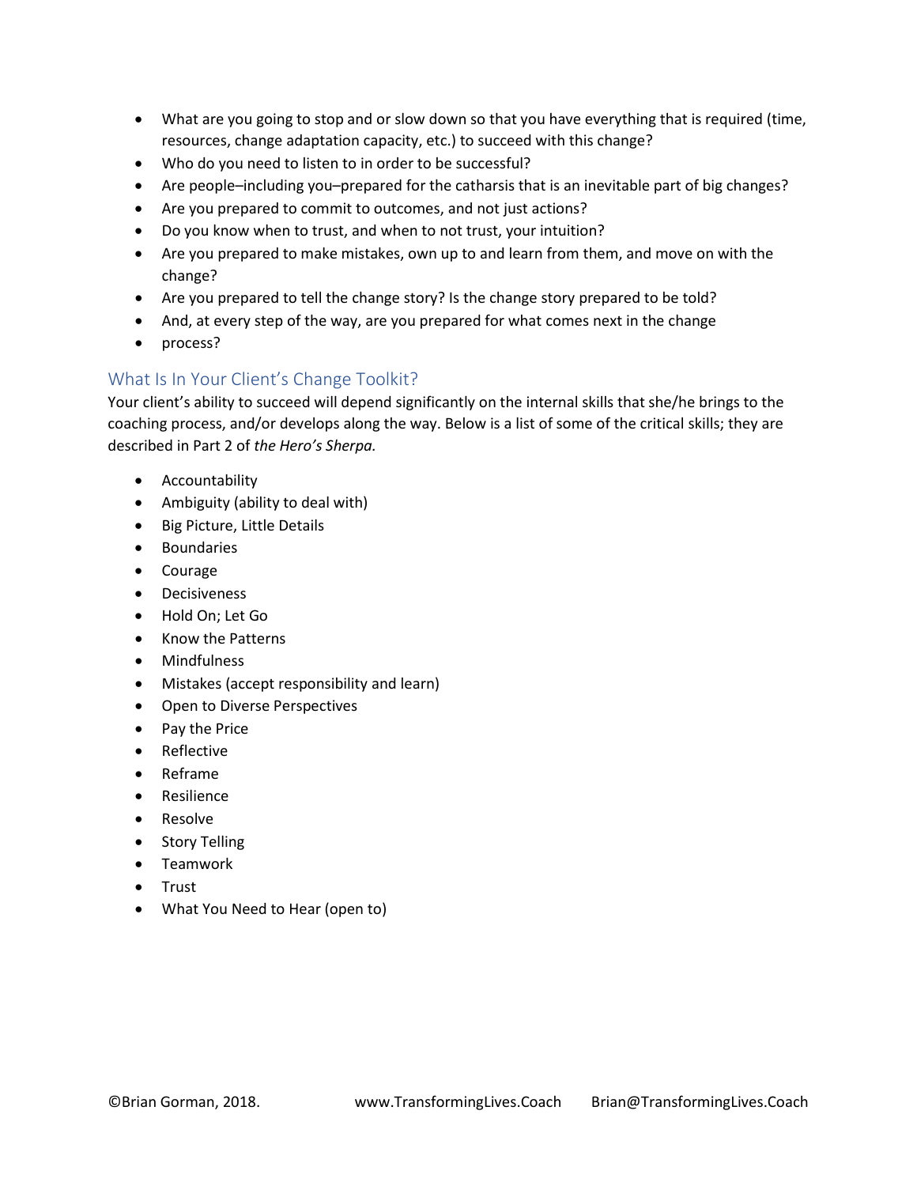- What are you going to stop and or slow down so that you have everything that is required (time, resources, change adaptation capacity, etc.) to succeed with this change?
- Who do you need to listen to in order to be successful?
- Are people–including you–prepared for the catharsis that is an inevitable part of big changes?
- Are you prepared to commit to outcomes, and not just actions?
- Do you know when to trust, and when to not trust, your intuition?
- Are you prepared to make mistakes, own up to and learn from them, and move on with the change?
- Are you prepared to tell the change story? Is the change story prepared to be told?
- And, at every step of the way, are you prepared for what comes next in the change
- process?

## What Is In Your Client's Change Toolkit?

Your client's ability to succeed will depend significantly on the internal skills that she/he brings to the coaching process, and/or develops along the way. Below is a list of some of the critical skills; they are described in Part 2 of *the Hero's Sherpa.*

- Accountability
- Ambiguity (ability to deal with)
- Big Picture, Little Details
- Boundaries
- Courage
- Decisiveness
- Hold On; Let Go
- Know the Patterns
- Mindfulness
- Mistakes (accept responsibility and learn)
- Open to Diverse Perspectives
- Pay the Price
- Reflective
- Reframe
- Resilience
- Resolve
- Story Telling
- Teamwork
- Trust
- What You Need to Hear (open to)

©Brian Gorman, 2018. www.TransformingLives.Coach Brian@TransformingLives.Coach